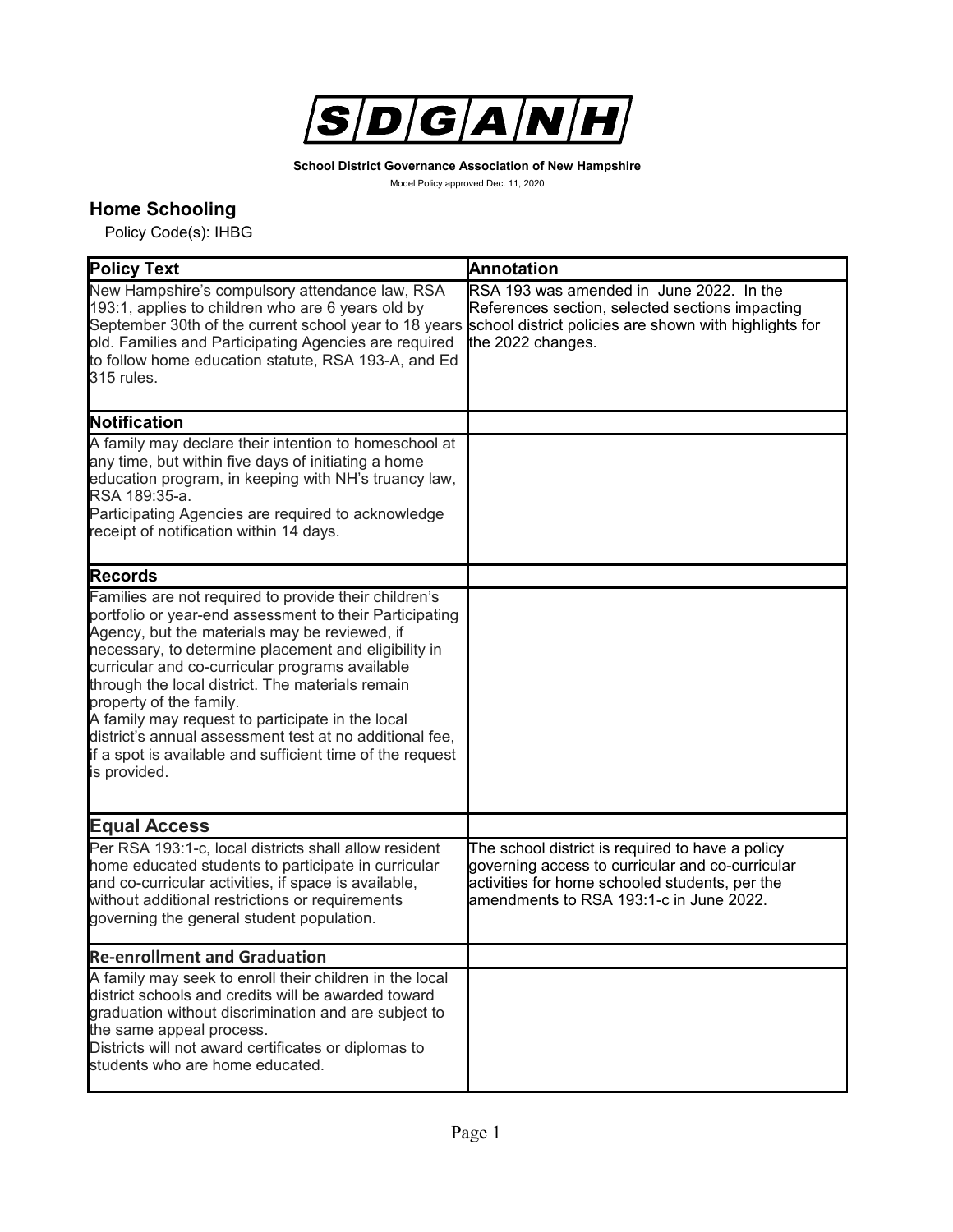**S/D/G/A/N/H**

**School District Governance Association of New Hampshire**

Model Policy approved Dec. 11, 2020

## Home Schooling

Policy Code(s): IHBG

| Policy Text | Annotation |
| --- | --- |
| New Hampshire's compulsory attendance law, RSA 193:1, applies to children who are 6 years old by September 30th of the current school year to 18 years old. Families and Participating Agencies are required to follow home education statute, RSA 193-A, and Ed 315 rules. | RSA 193 was amended in June 2022. In the References section, selected sections impacting school district policies are shown with highlights for the 2022 changes. |
| **Notification** | |
| A family may declare their intention to homeschool at any time, but within five days of initiating a home education program, in keeping with NH's truancy law, RSA 189:35-a.<br>Participating Agencies are required to acknowledge receipt of notification within 14 days. | |
| **Records** | |
| Families are not required to provide their children's portfolio or year-end assessment to their Participating Agency, but the materials may be reviewed, if necessary, to determine placement and eligibility in curricular and co-curricular programs available through the local district. The materials remain property of the family.<br>A family may request to participate in the local district's annual assessment test at no additional fee, if a spot is available and sufficient time of the request is provided. | |
| **Equal Access** | |
| Per RSA 193:1-c, local districts shall allow resident home educated students to participate in curricular and co-curricular activities, if space is available, without additional restrictions or requirements governing the general student population. | The school district is required to have a policy governing access to curricular and co-curricular activities for home schooled students, per the amendments to RSA 193:1-c in June 2022. |
| **Re-enrollment and Graduation** | |
| A family may seek to enroll their children in the local district schools and credits will be awarded toward graduation without discrimination and are subject to the same appeal process.<br>Districts will not award certificates or diplomas to students who are home educated. | |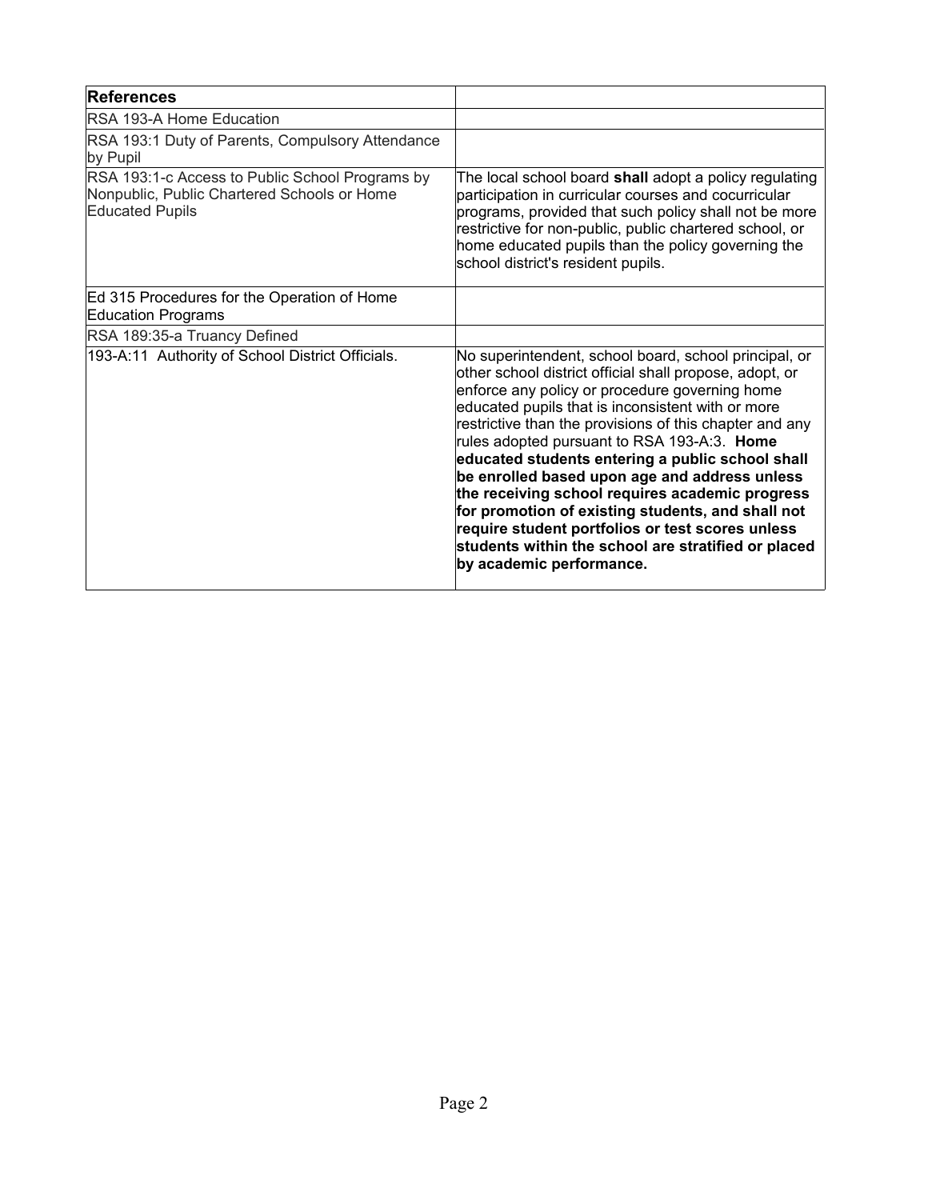| **References** | |
| --- | --- |
| RSA 193-A Home Education | |
| RSA 193:1 Duty of Parents, Compulsory Attendance by Pupil | |
| RSA 193:1-c Access to Public School Programs by Nonpublic, Public Chartered Schools or Home Educated Pupils | The local school board **shall** adopt a policy regulating participation in curricular courses and cocurricular programs, provided that such policy shall not be more restrictive for non-public, public chartered school, or home educated pupils than the policy governing the school district's resident pupils. |
| Ed 315 Procedures for the Operation of Home Education Programs | |
| RSA 189:35-a Truancy Defined | |
| 193-A:11 Authority of School District Officials. | No superintendent, school board, school principal, or other school district official shall propose, adopt, or enforce any policy or procedure governing home educated pupils that is inconsistent with or more restrictive than the provisions of this chapter and any rules adopted pursuant to RSA 193-A:3. **Home educated students entering a public school shall be enrolled based upon age and address unless the receiving school requires academic progress for promotion of existing students, and shall not require student portfolios or test scores unless students within the school are stratified or placed by academic performance.** |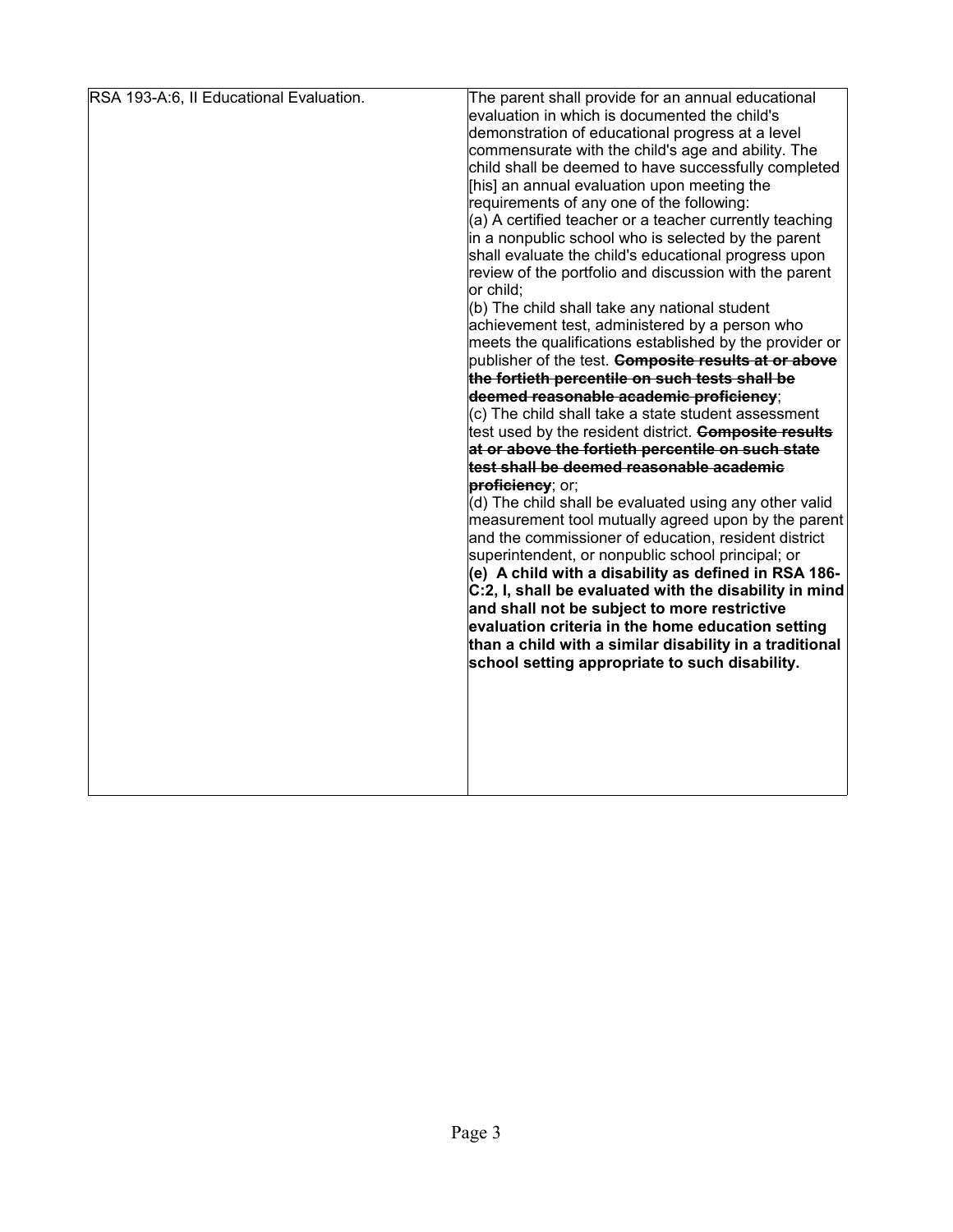| RSA 193-A:6, II Educational Evaluation. | The parent shall provide for an annual educational evaluation in which is documented the child's demonstration of educational progress at a level commensurate with the child's age and ability. The child shall be deemed to have successfully completed [his] an annual evaluation upon meeting the requirements of any one of the following:<br>(a) A certified teacher or a teacher currently teaching in a nonpublic school who is selected by the parent shall evaluate the child's educational progress upon review of the portfolio and discussion with the parent or child;<br>(b) The child shall take any national student achievement test, administered by a person who meets the qualifications established by the provider or publisher of the test. ~~**Composite results at or above the fortieth percentile on such tests shall be deemed reasonable academic proficiency**~~;<br>(c) The child shall take a state student assessment test used by the resident district. ~~**Composite results at or above the fortieth percentile on such state test shall be deemed reasonable academic proficiency**~~; or;<br>(d) The child shall be evaluated using any other valid measurement tool mutually agreed upon by the parent and the commissioner of education, resident district superintendent, or nonpublic school principal; or<br>**(e) A child with a disability as defined in RSA 186-C:2, I, shall be evaluated with the disability in mind and shall not be subject to more restrictive evaluation criteria in the home education setting than a child with a similar disability in a traditional school setting appropriate to such disability.** |
|---|---|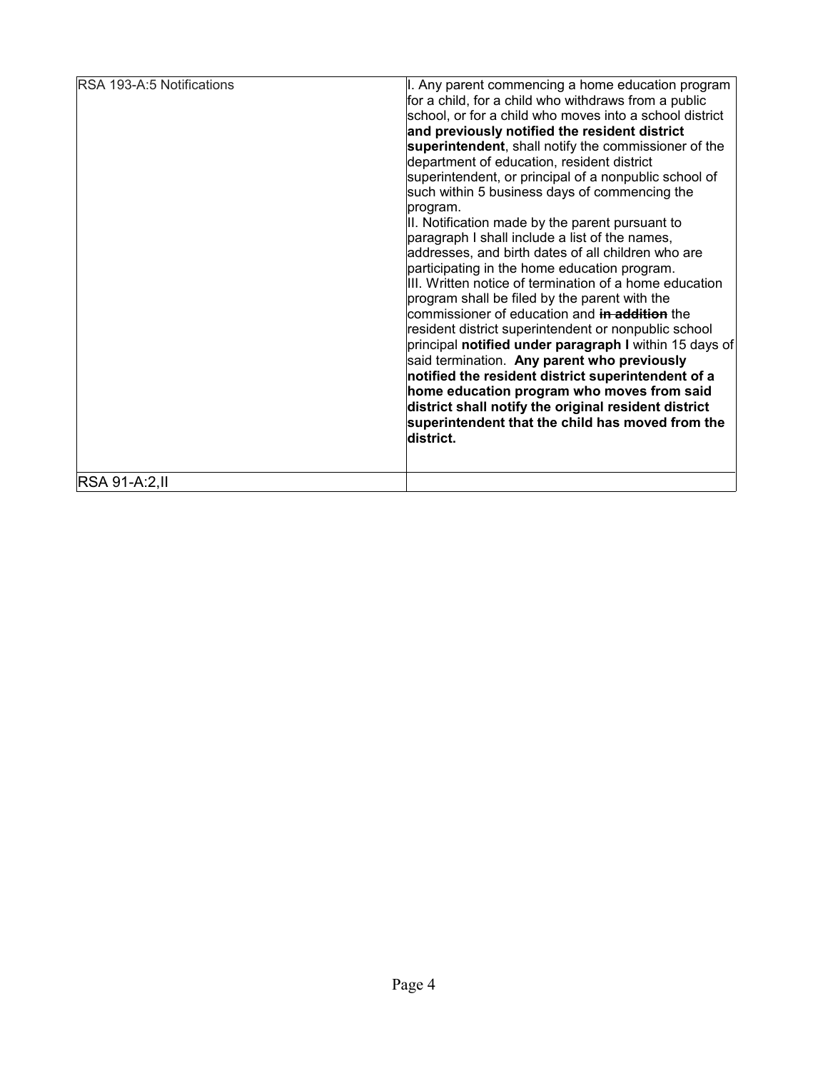| | |
|---|---|
| RSA 193-A:5 Notifications | I. Any parent commencing a home education program for a child, for a child who withdraws from a public school, or for a child who moves into a school district **and previously notified the resident district superintendent**, shall notify the commissioner of the department of education, resident district superintendent, or principal of a nonpublic school of such within 5 business days of commencing the program.<br>II. Notification made by the parent pursuant to paragraph I shall include a list of the names, addresses, and birth dates of all children who are participating in the home education program.<br>III. Written notice of termination of a home education program shall be filed by the parent with the commissioner of education and ~~**in addition**~~ the resident district superintendent or nonpublic school principal **notified under paragraph I** within 15 days of said termination. **Any parent who previously notified the resident district superintendent of a home education program who moves from said district shall notify the original resident district superintendent that the child has moved from the district.** |
| RSA 91-A:2,II | |